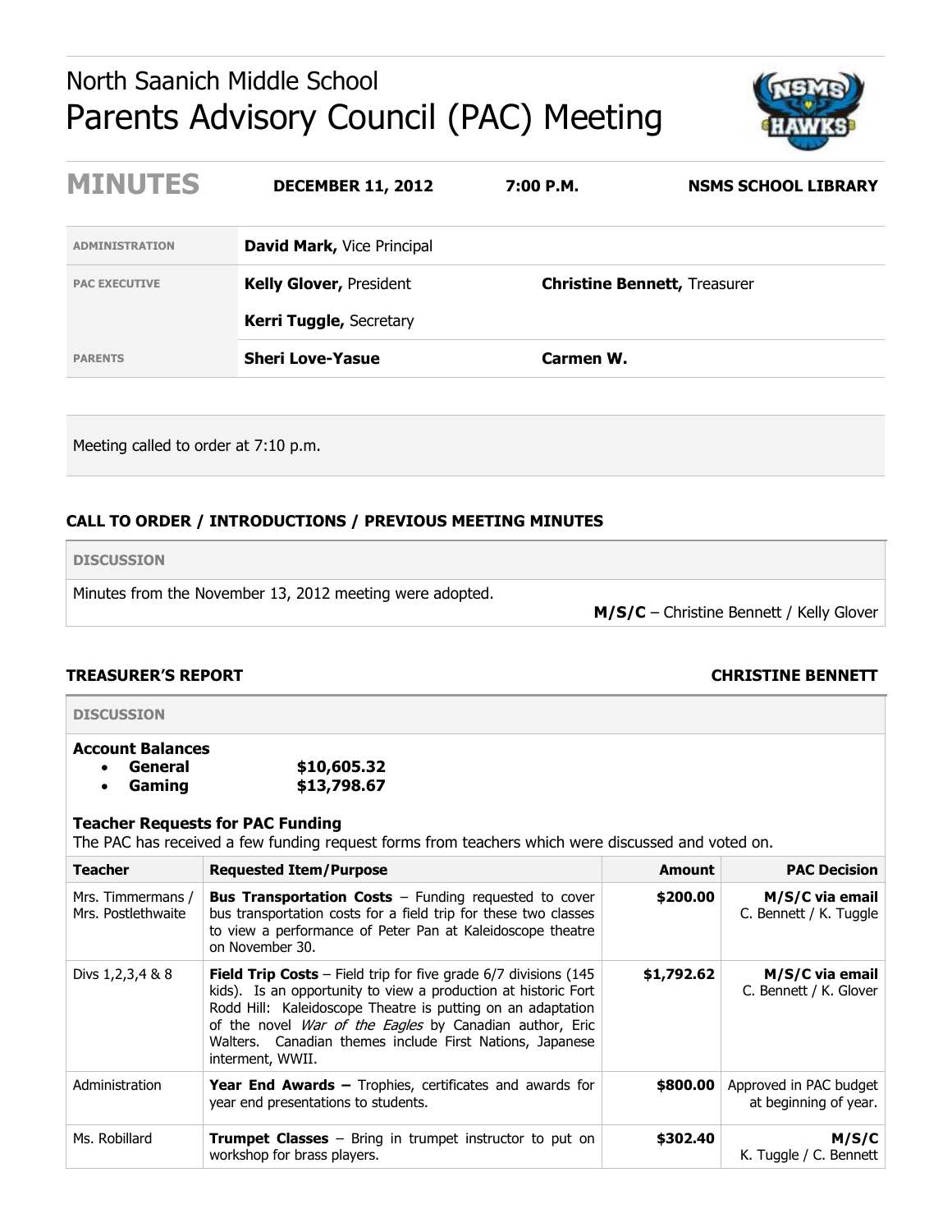# North Saanich Middle School
# Parents Advisory Council (PAC) Meeting

| **MINUTES** | **DECEMBER 11, 2012** | **7:00 P.M.** | **NSMS SCHOOL LIBRARY** |
|---|---|---|---|

| | | |
|---|---|---|
| **ADMINISTRATION** | **David Mark,** Vice Principal | |
| **PAC EXECUTIVE** | **Kelly Glover,** President | **Christine Bennett,** Treasurer |
| | **Kerri Tuggle,** Secretary | |
| **PARENTS** | **Sheri Love-Yasue** | **Carmen W.** |

Meeting called to order at 7:10 p.m.

### CALL TO ORDER / INTRODUCTIONS / PREVIOUS MEETING MINUTES

**DISCUSSION**

Minutes from the November 13, 2012 meeting were adopted.

**M/S/C** – Christine Bennett / Kelly Glover

### TREASURER'S REPORT — CHRISTINE BENNETT

**DISCUSSION**

**Account Balances**

- **General** **$10,605.32**
- **Gaming** **$13,798.67**

**Teacher Requests for PAC Funding**

The PAC has received a few funding request forms from teachers which were discussed and voted on.

| Teacher | Requested Item/Purpose | Amount | PAC Decision |
|---|---|---|---|
| Mrs. Timmermans / Mrs. Postlethwaite | **Bus Transportation Costs** – Funding requested to cover bus transportation costs for a field trip for these two classes to view a performance of Peter Pan at Kaleidoscope theatre on November 30. | **$200.00** | **M/S/C via email** C. Bennett / K. Tuggle |
| Divs 1,2,3,4 & 8 | **Field Trip Costs** – Field trip for five grade 6/7 divisions (145 kids). Is an opportunity to view a production at historic Fort Rodd Hill: Kaleidoscope Theatre is putting on an adaptation of the novel *War of the Eagles* by Canadian author, Eric Walters. Canadian themes include First Nations, Japanese interment, WWII. | **$1,792.62** | **M/S/C via email** C. Bennett / K. Glover |
| Administration | **Year End Awards –** Trophies, certificates and awards for year end presentations to students. | **$800.00** | Approved in PAC budget at beginning of year. |
| Ms. Robillard | **Trumpet Classes** – Bring in trumpet instructor to put on workshop for brass players. | **$302.40** | **M/S/C** K. Tuggle / C. Bennett |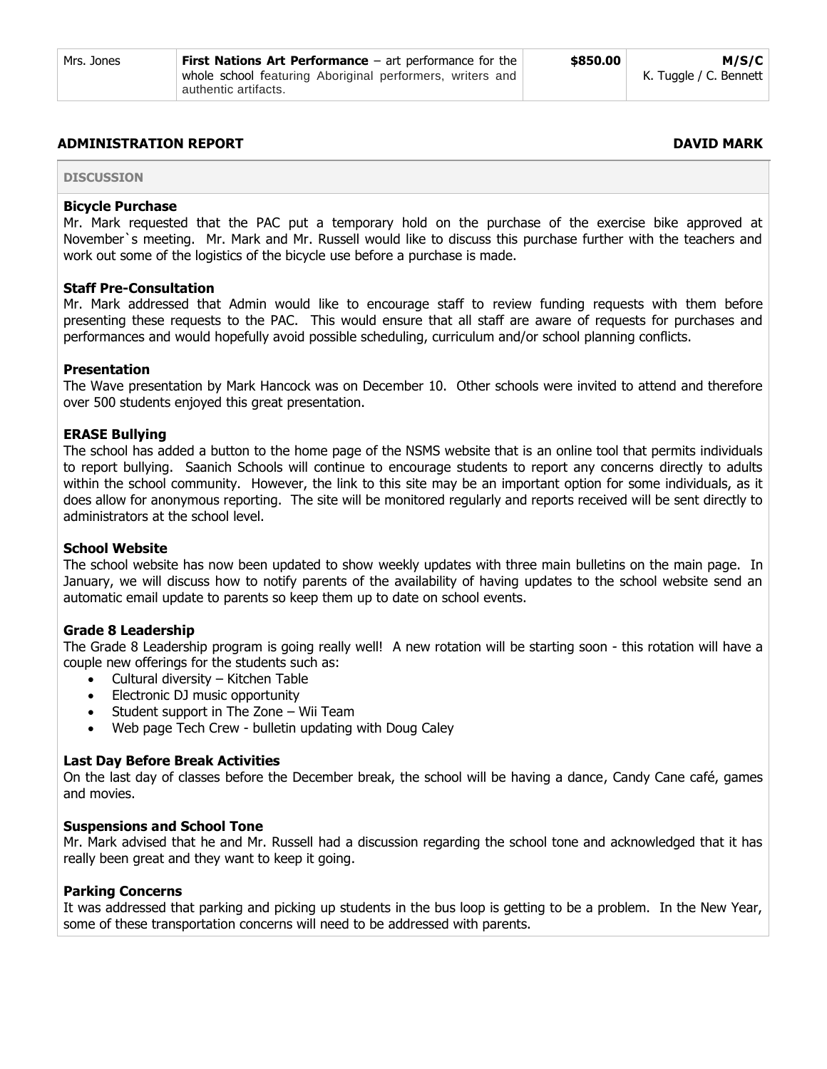| Mrs. Jones | **First Nations Art Performance** – art performance for the whole school featuring Aboriginal performers, writers and authentic artifacts. | **$850.00** | **M/S/C** K. Tuggle / C. Bennett |
|---|---|---|---|

## ADMINISTRATION REPORT — DAVID MARK

**DISCUSSION**

**Bicycle Purchase**
Mr. Mark requested that the PAC put a temporary hold on the purchase of the exercise bike approved at November`s meeting. Mr. Mark and Mr. Russell would like to discuss this purchase further with the teachers and work out some of the logistics of the bicycle use before a purchase is made.

**Staff Pre-Consultation**
Mr. Mark addressed that Admin would like to encourage staff to review funding requests with them before presenting these requests to the PAC. This would ensure that all staff are aware of requests for purchases and performances and would hopefully avoid possible scheduling, curriculum and/or school planning conflicts.

**Presentation**
The Wave presentation by Mark Hancock was on December 10. Other schools were invited to attend and therefore over 500 students enjoyed this great presentation.

**ERASE Bullying**
The school has added a button to the home page of the NSMS website that is an online tool that permits individuals to report bullying. Saanich Schools will continue to encourage students to report any concerns directly to adults within the school community. However, the link to this site may be an important option for some individuals, as it does allow for anonymous reporting. The site will be monitored regularly and reports received will be sent directly to administrators at the school level.

**School Website**
The school website has now been updated to show weekly updates with three main bulletins on the main page. In January, we will discuss how to notify parents of the availability of having updates to the school website send an automatic email update to parents so keep them up to date on school events.

**Grade 8 Leadership**
The Grade 8 Leadership program is going really well! A new rotation will be starting soon - this rotation will have a couple new offerings for the students such as:

- Cultural diversity – Kitchen Table
- Electronic DJ music opportunity
- Student support in The Zone – Wii Team
- Web page Tech Crew - bulletin updating with Doug Caley

**Last Day Before Break Activities**
On the last day of classes before the December break, the school will be having a dance, Candy Cane café, games and movies.

**Suspensions and School Tone**
Mr. Mark advised that he and Mr. Russell had a discussion regarding the school tone and acknowledged that it has really been great and they want to keep it going.

**Parking Concerns**
It was addressed that parking and picking up students in the bus loop is getting to be a problem. In the New Year, some of these transportation concerns will need to be addressed with parents.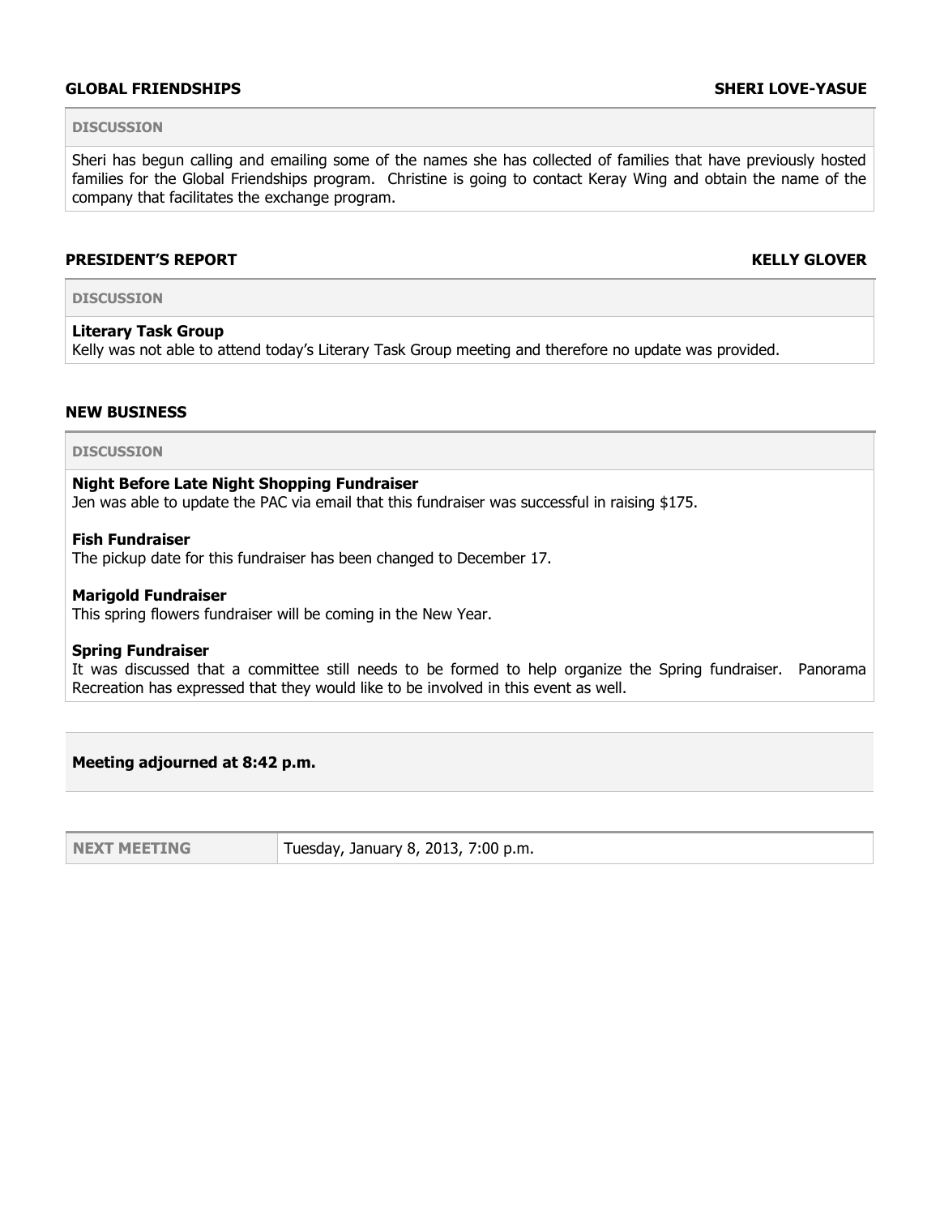## GLOBAL FRIENDSHIPS — SHERI LOVE-YASUE

**DISCUSSION**

Sheri has begun calling and emailing some of the names she has collected of families that have previously hosted families for the Global Friendships program. Christine is going to contact Keray Wing and obtain the name of the company that facilitates the exchange program.

## PRESIDENT'S REPORT — KELLY GLOVER

**DISCUSSION**

**Literary Task Group**
Kelly was not able to attend today's Literary Task Group meeting and therefore no update was provided.

## NEW BUSINESS

**DISCUSSION**

**Night Before Late Night Shopping Fundraiser**
Jen was able to update the PAC via email that this fundraiser was successful in raising $175.

**Fish Fundraiser**
The pickup date for this fundraiser has been changed to December 17.

**Marigold Fundraiser**
This spring flowers fundraiser will be coming in the New Year.

**Spring Fundraiser**
It was discussed that a committee still needs to be formed to help organize the Spring fundraiser. Panorama Recreation has expressed that they would like to be involved in this event as well.

**Meeting adjourned at 8:42 p.m.**

| | |
|---|---|
| NEXT MEETING | Tuesday, January 8, 2013, 7:00 p.m. |